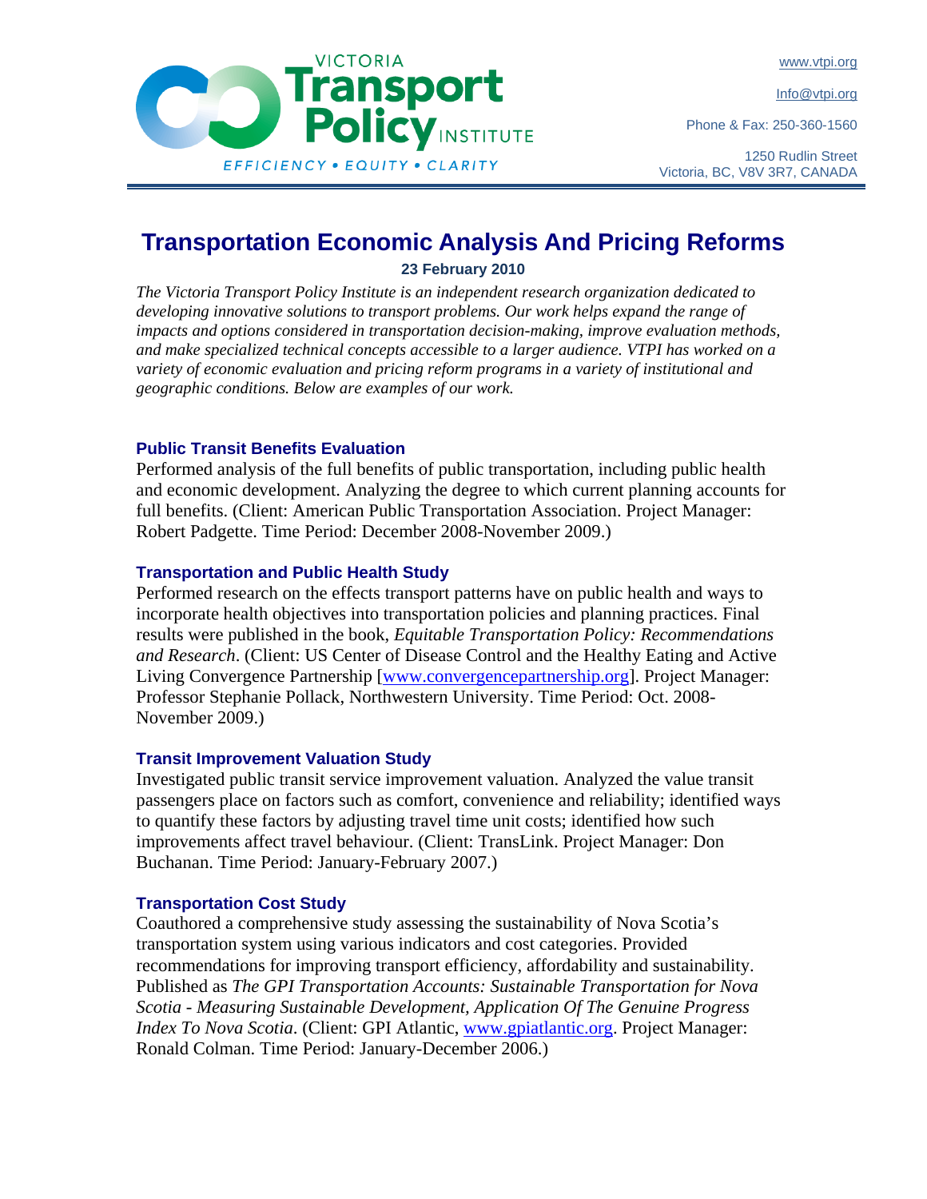VICTORIA Transport Policy INSTITUTE

EFFICIENCY • EQUITY • CLARITY

www.vtpi.org

Info@vtpi.org

Phone & Fax: 250-360-1560

1250 Rudlin Street
Victoria, BC, V8V 3R7, CANADA

# Transportation Economic Analysis And Pricing Reforms

**23 February 2010**

*The Victoria Transport Policy Institute is an independent research organization dedicated to developing innovative solutions to transport problems. Our work helps expand the range of impacts and options considered in transportation decision-making, improve evaluation methods, and make specialized technical concepts accessible to a larger audience. VTPI has worked on a variety of economic evaluation and pricing reform programs in a variety of institutional and geographic conditions. Below are examples of our work.*

### Public Transit Benefits Evaluation

Performed analysis of the full benefits of public transportation, including public health and economic development. Analyzing the degree to which current planning accounts for full benefits. (Client: American Public Transportation Association. Project Manager: Robert Padgette. Time Period: December 2008-November 2009.)

### Transportation and Public Health Study

Performed research on the effects transport patterns have on public health and ways to incorporate health objectives into transportation policies and planning practices. Final results were published in the book, *Equitable Transportation Policy: Recommendations and Research*. (Client: US Center of Disease Control and the Healthy Eating and Active Living Convergence Partnership [www.convergencepartnership.org]. Project Manager: Professor Stephanie Pollack, Northwestern University. Time Period: Oct. 2008-November 2009.)

### Transit Improvement Valuation Study

Investigated public transit service improvement valuation. Analyzed the value transit passengers place on factors such as comfort, convenience and reliability; identified ways to quantify these factors by adjusting travel time unit costs; identified how such improvements affect travel behaviour. (Client: TransLink. Project Manager: Don Buchanan. Time Period: January-February 2007.)

### Transportation Cost Study

Coauthored a comprehensive study assessing the sustainability of Nova Scotia's transportation system using various indicators and cost categories. Provided recommendations for improving transport efficiency, affordability and sustainability. Published as *The GPI Transportation Accounts: Sustainable Transportation for Nova Scotia - Measuring Sustainable Development, Application Of The Genuine Progress Index To Nova Scotia*. (Client: GPI Atlantic, www.gpiatlantic.org. Project Manager: Ronald Colman. Time Period: January-December 2006.)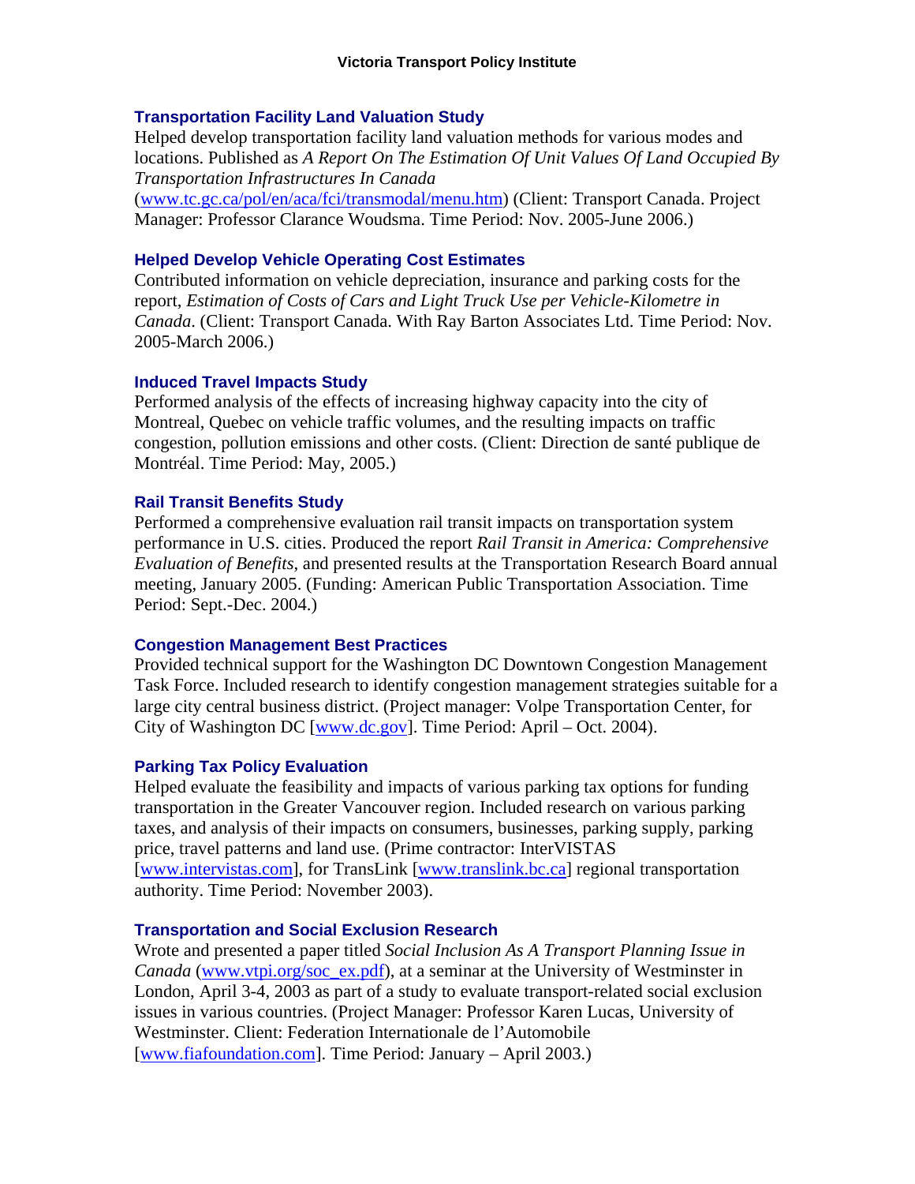### Transportation Facility Land Valuation Study

Helped develop transportation facility land valuation methods for various modes and locations. Published as *A Report On The Estimation Of Unit Values Of Land Occupied By Transportation Infrastructures In Canada* (www.tc.gc.ca/pol/en/aca/fci/transmodal/menu.htm) (Client: Transport Canada. Project Manager: Professor Clarance Woudsma. Time Period: Nov. 2005-June 2006.)

### Helped Develop Vehicle Operating Cost Estimates

Contributed information on vehicle depreciation, insurance and parking costs for the report, *Estimation of Costs of Cars and Light Truck Use per Vehicle-Kilometre in Canada*. (Client: Transport Canada. With Ray Barton Associates Ltd. Time Period: Nov. 2005-March 2006.)

### Induced Travel Impacts Study

Performed analysis of the effects of increasing highway capacity into the city of Montreal, Quebec on vehicle traffic volumes, and the resulting impacts on traffic congestion, pollution emissions and other costs. (Client: Direction de santé publique de Montréal. Time Period: May, 2005.)

### Rail Transit Benefits Study

Performed a comprehensive evaluation rail transit impacts on transportation system performance in U.S. cities. Produced the report *Rail Transit in America: Comprehensive Evaluation of Benefits*, and presented results at the Transportation Research Board annual meeting, January 2005. (Funding: American Public Transportation Association. Time Period: Sept.-Dec. 2004.)

### Congestion Management Best Practices

Provided technical support for the Washington DC Downtown Congestion Management Task Force. Included research to identify congestion management strategies suitable for a large city central business district. (Project manager: Volpe Transportation Center, for City of Washington DC [www.dc.gov]. Time Period: April – Oct. 2004).

### Parking Tax Policy Evaluation

Helped evaluate the feasibility and impacts of various parking tax options for funding transportation in the Greater Vancouver region. Included research on various parking taxes, and analysis of their impacts on consumers, businesses, parking supply, parking price, travel patterns and land use. (Prime contractor: InterVISTAS [www.intervistas.com], for TransLink [www.translink.bc.ca] regional transportation authority. Time Period: November 2003).

### Transportation and Social Exclusion Research

Wrote and presented a paper titled *Social Inclusion As A Transport Planning Issue in Canada* (www.vtpi.org/soc_ex.pdf), at a seminar at the University of Westminster in London, April 3-4, 2003 as part of a study to evaluate transport-related social exclusion issues in various countries. (Project Manager: Professor Karen Lucas, University of Westminster. Client: Federation Internationale de l'Automobile [www.fiafoundation.com]. Time Period: January – April 2003.)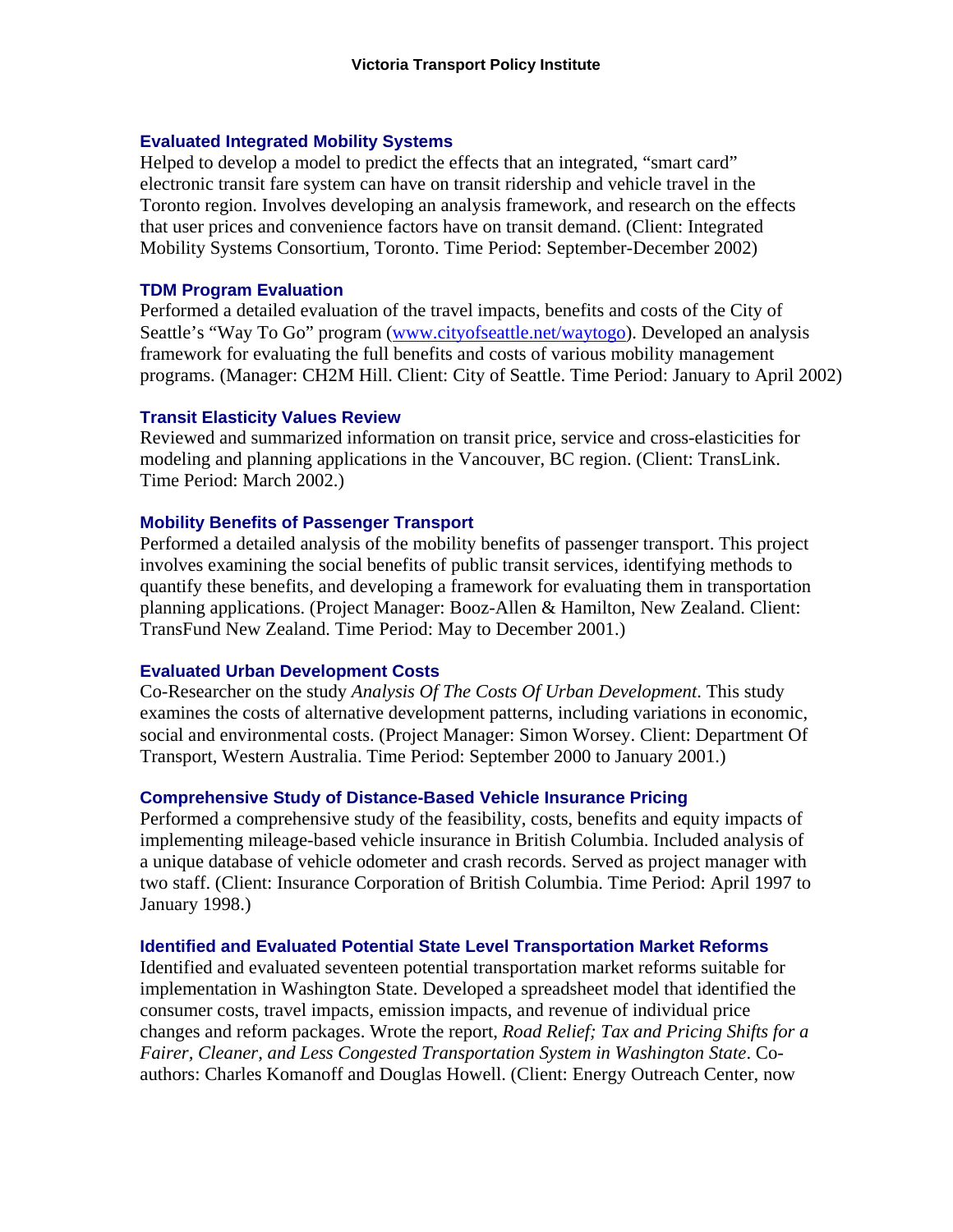### Evaluated Integrated Mobility Systems

Helped to develop a model to predict the effects that an integrated, "smart card" electronic transit fare system can have on transit ridership and vehicle travel in the Toronto region. Involves developing an analysis framework, and research on the effects that user prices and convenience factors have on transit demand. (Client: Integrated Mobility Systems Consortium, Toronto. Time Period: September-December 2002)

### TDM Program Evaluation

Performed a detailed evaluation of the travel impacts, benefits and costs of the City of Seattle's "Way To Go" program (www.cityofseattle.net/waytogo). Developed an analysis framework for evaluating the full benefits and costs of various mobility management programs. (Manager: CH2M Hill. Client: City of Seattle. Time Period: January to April 2002)

### Transit Elasticity Values Review

Reviewed and summarized information on transit price, service and cross-elasticities for modeling and planning applications in the Vancouver, BC region. (Client: TransLink. Time Period: March 2002.)

### Mobility Benefits of Passenger Transport

Performed a detailed analysis of the mobility benefits of passenger transport. This project involves examining the social benefits of public transit services, identifying methods to quantify these benefits, and developing a framework for evaluating them in transportation planning applications. (Project Manager: Booz-Allen & Hamilton, New Zealand. Client: TransFund New Zealand. Time Period: May to December 2001.)

### Evaluated Urban Development Costs

Co-Researcher on the study *Analysis Of The Costs Of Urban Development*. This study examines the costs of alternative development patterns, including variations in economic, social and environmental costs. (Project Manager: Simon Worsey. Client: Department Of Transport, Western Australia. Time Period: September 2000 to January 2001.)

### Comprehensive Study of Distance-Based Vehicle Insurance Pricing

Performed a comprehensive study of the feasibility, costs, benefits and equity impacts of implementing mileage-based vehicle insurance in British Columbia. Included analysis of a unique database of vehicle odometer and crash records. Served as project manager with two staff. (Client: Insurance Corporation of British Columbia. Time Period: April 1997 to January 1998.)

### Identified and Evaluated Potential State Level Transportation Market Reforms

Identified and evaluated seventeen potential transportation market reforms suitable for implementation in Washington State. Developed a spreadsheet model that identified the consumer costs, travel impacts, emission impacts, and revenue of individual price changes and reform packages. Wrote the report, *Road Relief; Tax and Pricing Shifts for a Fairer, Cleaner, and Less Congested Transportation System in Washington State*. Co-authors: Charles Komanoff and Douglas Howell. (Client: Energy Outreach Center, now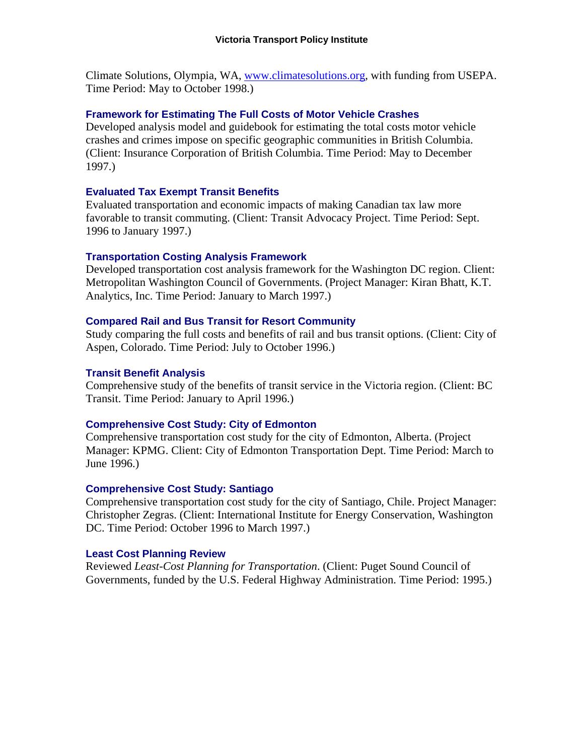Climate Solutions, Olympia, WA, www.climatesolutions.org, with funding from USEPA. Time Period: May to October 1998.)

### Framework for Estimating The Full Costs of Motor Vehicle Crashes

Developed analysis model and guidebook for estimating the total costs motor vehicle crashes and crimes impose on specific geographic communities in British Columbia. (Client: Insurance Corporation of British Columbia. Time Period: May to December 1997.)

### Evaluated Tax Exempt Transit Benefits

Evaluated transportation and economic impacts of making Canadian tax law more favorable to transit commuting. (Client: Transit Advocacy Project. Time Period: Sept. 1996 to January 1997.)

### Transportation Costing Analysis Framework

Developed transportation cost analysis framework for the Washington DC region. Client: Metropolitan Washington Council of Governments. (Project Manager: Kiran Bhatt, K.T. Analytics, Inc. Time Period: January to March 1997.)

### Compared Rail and Bus Transit for Resort Community

Study comparing the full costs and benefits of rail and bus transit options. (Client: City of Aspen, Colorado. Time Period: July to October 1996.)

### Transit Benefit Analysis

Comprehensive study of the benefits of transit service in the Victoria region. (Client: BC Transit. Time Period: January to April 1996.)

### Comprehensive Cost Study: City of Edmonton

Comprehensive transportation cost study for the city of Edmonton, Alberta. (Project Manager: KPMG. Client: City of Edmonton Transportation Dept. Time Period: March to June 1996.)

### Comprehensive Cost Study: Santiago

Comprehensive transportation cost study for the city of Santiago, Chile. Project Manager: Christopher Zegras. (Client: International Institute for Energy Conservation, Washington DC. Time Period: October 1996 to March 1997.)

### Least Cost Planning Review

Reviewed *Least-Cost Planning for Transportation*. (Client: Puget Sound Council of Governments, funded by the U.S. Federal Highway Administration. Time Period: 1995.)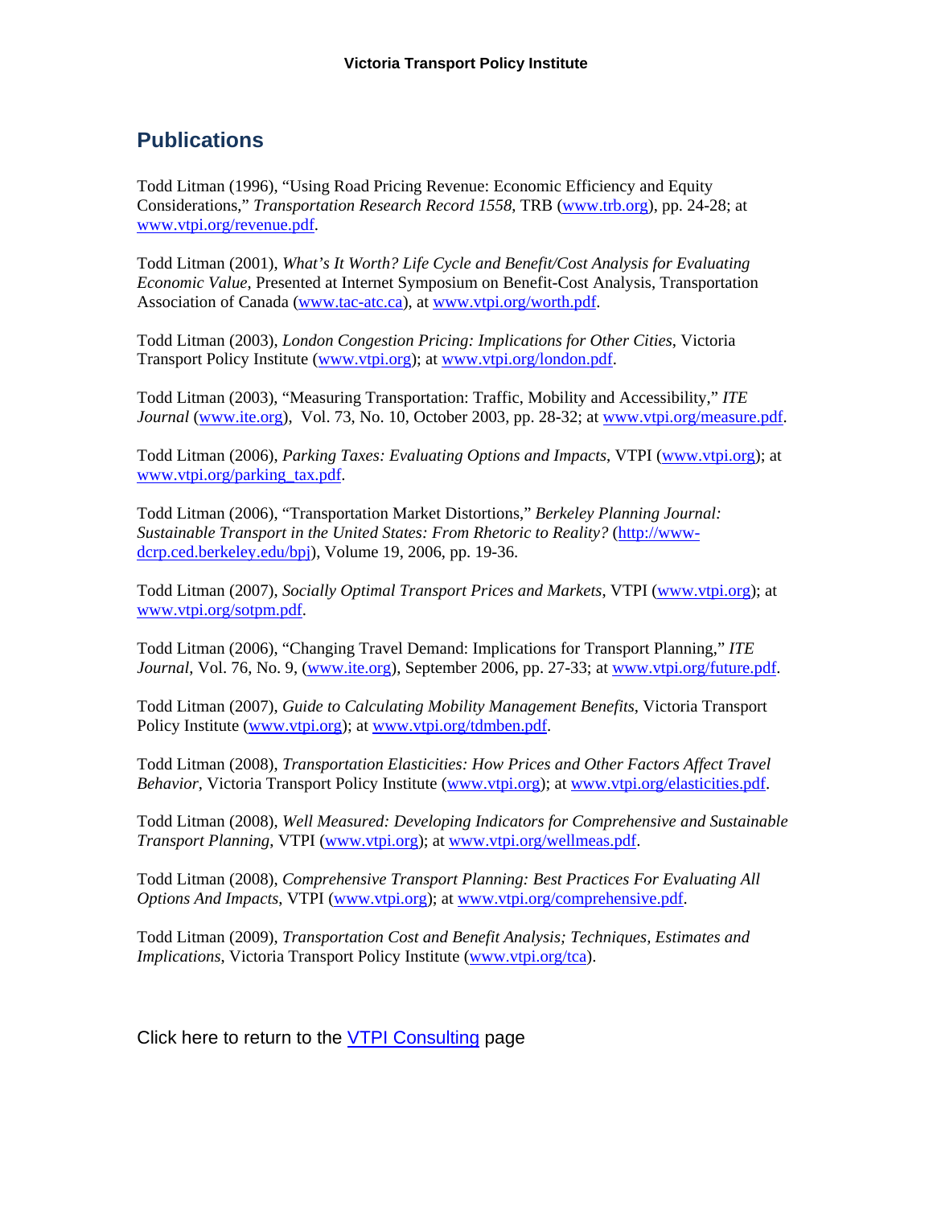## Publications

Todd Litman (1996), "Using Road Pricing Revenue: Economic Efficiency and Equity Considerations," *Transportation Research Record 1558*, TRB (www.trb.org), pp. 24-28; at www.vtpi.org/revenue.pdf.

Todd Litman (2001), *What's It Worth? Life Cycle and Benefit/Cost Analysis for Evaluating Economic Value*, Presented at Internet Symposium on Benefit-Cost Analysis, Transportation Association of Canada (www.tac-atc.ca), at www.vtpi.org/worth.pdf.

Todd Litman (2003), *London Congestion Pricing: Implications for Other Cities*, Victoria Transport Policy Institute (www.vtpi.org); at www.vtpi.org/london.pdf.

Todd Litman (2003), "Measuring Transportation: Traffic, Mobility and Accessibility," *ITE Journal* (www.ite.org), Vol. 73, No. 10, October 2003, pp. 28-32; at www.vtpi.org/measure.pdf.

Todd Litman (2006), *Parking Taxes: Evaluating Options and Impacts*, VTPI (www.vtpi.org); at www.vtpi.org/parking_tax.pdf.

Todd Litman (2006), "Transportation Market Distortions," *Berkeley Planning Journal: Sustainable Transport in the United States: From Rhetoric to Reality?* (http://www-dcrp.ced.berkeley.edu/bpj), Volume 19, 2006, pp. 19-36.

Todd Litman (2007), *Socially Optimal Transport Prices and Markets*, VTPI (www.vtpi.org); at www.vtpi.org/sotpm.pdf.

Todd Litman (2006), "Changing Travel Demand: Implications for Transport Planning," *ITE Journal*, Vol. 76, No. 9, (www.ite.org), September 2006, pp. 27-33; at www.vtpi.org/future.pdf.

Todd Litman (2007), *Guide to Calculating Mobility Management Benefits*, Victoria Transport Policy Institute (www.vtpi.org); at www.vtpi.org/tdmben.pdf.

Todd Litman (2008), *Transportation Elasticities: How Prices and Other Factors Affect Travel Behavior*, Victoria Transport Policy Institute (www.vtpi.org); at www.vtpi.org/elasticities.pdf.

Todd Litman (2008), *Well Measured: Developing Indicators for Comprehensive and Sustainable Transport Planning*, VTPI (www.vtpi.org); at www.vtpi.org/wellmeas.pdf.

Todd Litman (2008), *Comprehensive Transport Planning: Best Practices For Evaluating All Options And Impacts*, VTPI (www.vtpi.org); at www.vtpi.org/comprehensive.pdf.

Todd Litman (2009), *Transportation Cost and Benefit Analysis; Techniques, Estimates and Implications*, Victoria Transport Policy Institute (www.vtpi.org/tca).

Click here to return to the VTPI Consulting page